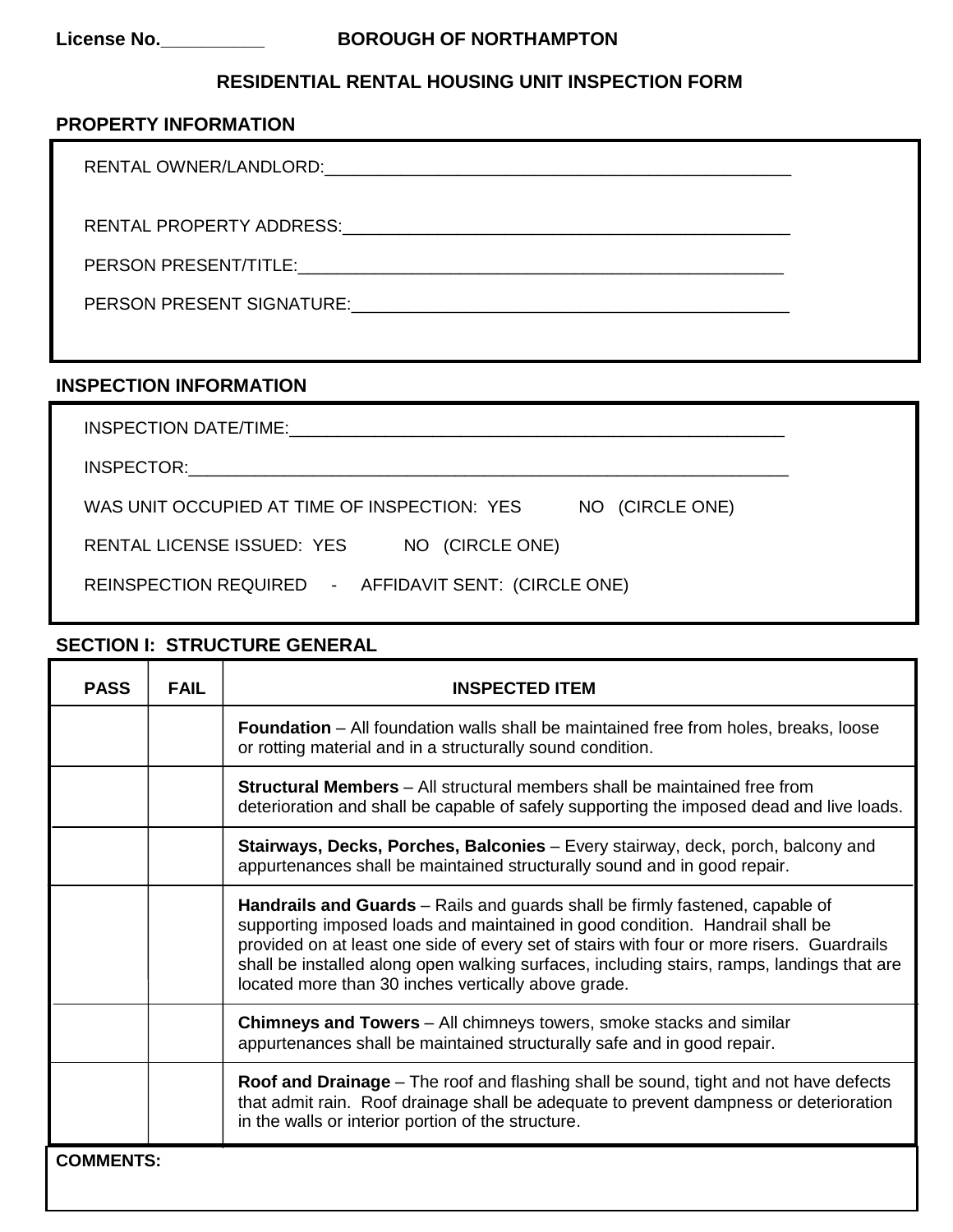License No.__________ **BOROUGH OF NORTHAMPTON**

## RESIDENTIAL RENTAL HOUSING UNIT INSPECTION FORM

### PROPERTY INFORMATION

RENTAL OWNER/LANDLORD:_____________________________________________________

RENTAL PROPERTY ADDRESS:__________________________________________________

PERSON PRESENT/TITLE:______________________________________________________

PERSON PRESENT SIGNATURE:_________________________________________________

### INSPECTION INFORMATION

INSPECTION DATE/TIME:______________________________________________________

INSPECTOR:_______________________________________________________________

WAS UNIT OCCUPIED AT TIME OF INSPECTION: YES NO (CIRCLE ONE)

RENTAL LICENSE ISSUED: YES NO (CIRCLE ONE)

REINSPECTION REQUIRED - AFFIDAVIT SENT: (CIRCLE ONE)

### SECTION I: STRUCTURE GENERAL

| PASS | FAIL | INSPECTED ITEM |
|---|---|---|
| | | **Foundation** – All foundation walls shall be maintained free from holes, breaks, loose or rotting material and in a structurally sound condition. |
| | | **Structural Members** – All structural members shall be maintained free from deterioration and shall be capable of safely supporting the imposed dead and live loads. |
| | | **Stairways, Decks, Porches, Balconies** – Every stairway, deck, porch, balcony and appurtenances shall be maintained structurally sound and in good repair. |
| | | **Handrails and Guards** – Rails and guards shall be firmly fastened, capable of supporting imposed loads and maintained in good condition. Handrail shall be provided on at least one side of every set of stairs with four or more risers. Guardrails shall be installed along open walking surfaces, including stairs, ramps, landings that are located more than 30 inches vertically above grade. |
| | | **Chimneys and Towers** – All chimneys towers, smoke stacks and similar appurtenances shall be maintained structurally safe and in good repair. |
| | | **Roof and Drainage** – The roof and flashing shall be sound, tight and not have defects that admit rain. Roof drainage shall be adequate to prevent dampness or deterioration in the walls or interior portion of the structure. |

**COMMENTS:**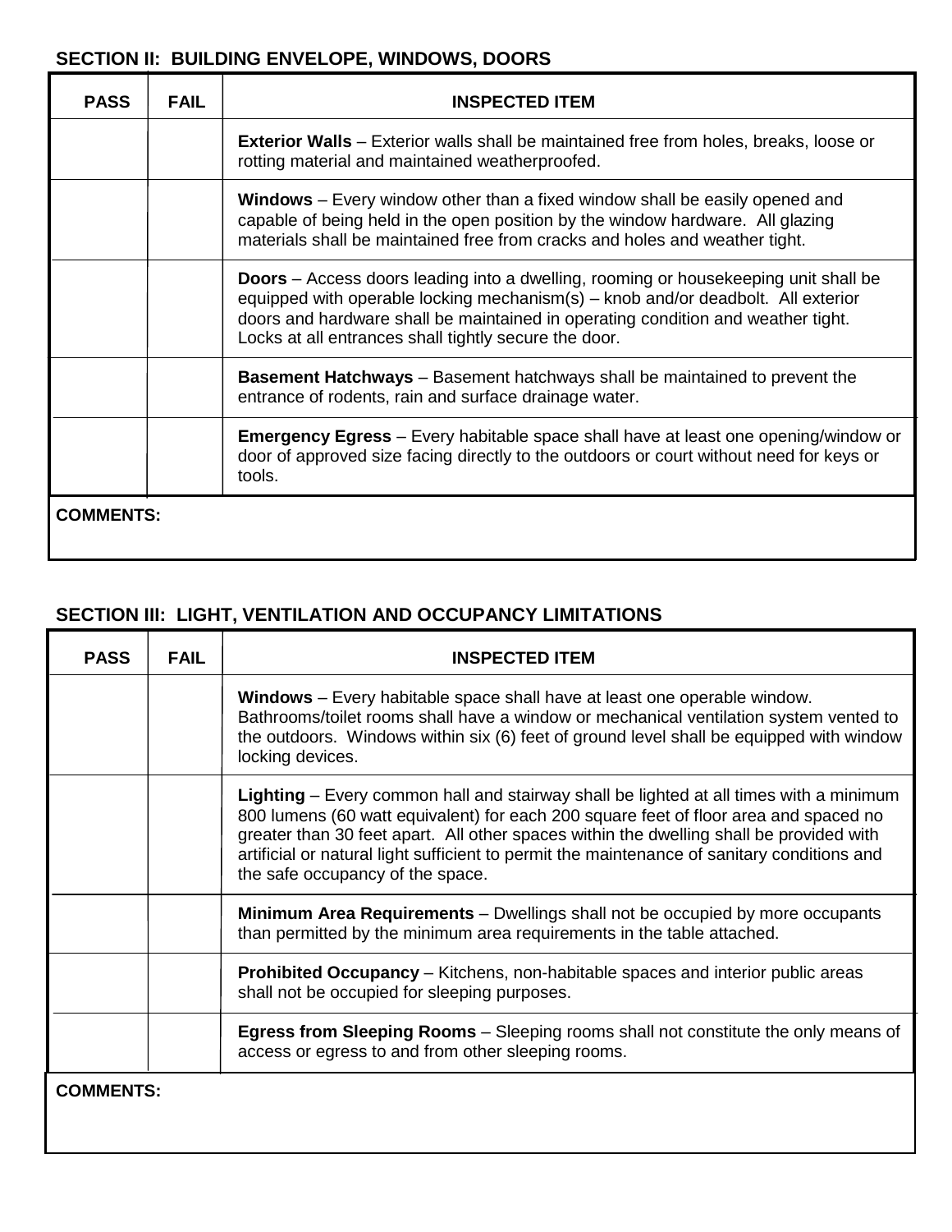## SECTION II: BUILDING ENVELOPE, WINDOWS, DOORS

| PASS | FAIL | INSPECTED ITEM |
|---|---|---|
| | | **Exterior Walls** – Exterior walls shall be maintained free from holes, breaks, loose or rotting material and maintained weatherproofed. |
| | | **Windows** – Every window other than a fixed window shall be easily opened and capable of being held in the open position by the window hardware. All glazing materials shall be maintained free from cracks and holes and weather tight. |
| | | **Doors** – Access doors leading into a dwelling, rooming or housekeeping unit shall be equipped with operable locking mechanism(s) – knob and/or deadbolt. All exterior doors and hardware shall be maintained in operating condition and weather tight. Locks at all entrances shall tightly secure the door. |
| | | **Basement Hatchways** – Basement hatchways shall be maintained to prevent the entrance of rodents, rain and surface drainage water. |
| | | **Emergency Egress** – Every habitable space shall have at least one opening/window or door of approved size facing directly to the outdoors or court without need for keys or tools. |

**COMMENTS:**

## SECTION III: LIGHT, VENTILATION AND OCCUPANCY LIMITATIONS

| PASS | FAIL | INSPECTED ITEM |
|---|---|---|
| | | **Windows** – Every habitable space shall have at least one operable window. Bathrooms/toilet rooms shall have a window or mechanical ventilation system vented to the outdoors. Windows within six (6) feet of ground level shall be equipped with window locking devices. |
| | | **Lighting** – Every common hall and stairway shall be lighted at all times with a minimum 800 lumens (60 watt equivalent) for each 200 square feet of floor area and spaced no greater than 30 feet apart. All other spaces within the dwelling shall be provided with artificial or natural light sufficient to permit the maintenance of sanitary conditions and the safe occupancy of the space. |
| | | **Minimum Area Requirements** – Dwellings shall not be occupied by more occupants than permitted by the minimum area requirements in the table attached. |
| | | **Prohibited Occupancy** – Kitchens, non-habitable spaces and interior public areas shall not be occupied for sleeping purposes. |
| | | **Egress from Sleeping Rooms** – Sleeping rooms shall not constitute the only means of access or egress to and from other sleeping rooms. |

**COMMENTS:**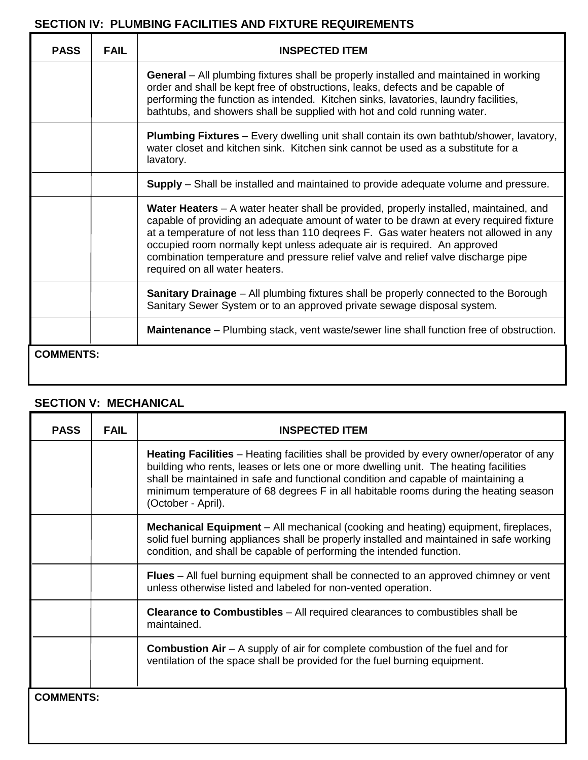## SECTION IV: PLUMBING FACILITIES AND FIXTURE REQUIREMENTS

| PASS | FAIL | INSPECTED ITEM |
|---|---|---|
| | | **General** – All plumbing fixtures shall be properly installed and maintained in working order and shall be kept free of obstructions, leaks, defects and be capable of performing the function as intended. Kitchen sinks, lavatories, laundry facilities, bathtubs, and showers shall be supplied with hot and cold running water. |
| | | **Plumbing Fixtures** – Every dwelling unit shall contain its own bathtub/shower, lavatory, water closet and kitchen sink. Kitchen sink cannot be used as a substitute for a lavatory. |
| | | **Supply** – Shall be installed and maintained to provide adequate volume and pressure. |
| | | **Water Heaters** – A water heater shall be provided, properly installed, maintained, and capable of providing an adequate amount of water to be drawn at every required fixture at a temperature of not less than 110 deqrees F. Gas water heaters not allowed in any occupied room normally kept unless adequate air is required. An approved combination temperature and pressure relief valve and relief valve discharge pipe required on all water heaters. |
| | | **Sanitary Drainage** – All plumbing fixtures shall be properly connected to the Borough Sanitary Sewer System or to an approved private sewage disposal system. |
| | | **Maintenance** – Plumbing stack, vent waste/sewer line shall function free of obstruction. |

**COMMENTS:**

## SECTION V: MECHANICAL

| PASS | FAIL | INSPECTED ITEM |
|---|---|---|
| | | **Heating Facilities** – Heating facilities shall be provided by every owner/operator of any building who rents, leases or lets one or more dwelling unit. The heating facilities shall be maintained in safe and functional condition and capable of maintaining a minimum temperature of 68 degrees F in all habitable rooms during the heating season (October - April). |
| | | **Mechanical Equipment** – All mechanical (cooking and heating) equipment, fireplaces, solid fuel burning appliances shall be properly installed and maintained in safe working condition, and shall be capable of performing the intended function. |
| | | **Flues** – All fuel burning equipment shall be connected to an approved chimney or vent unless otherwise listed and labeled for non-vented operation. |
| | | **Clearance to Combustibles** – All required clearances to combustibles shall be maintained. |
| | | **Combustion Air** – A supply of air for complete combustion of the fuel and for ventilation of the space shall be provided for the fuel burning equipment. |

**COMMENTS:**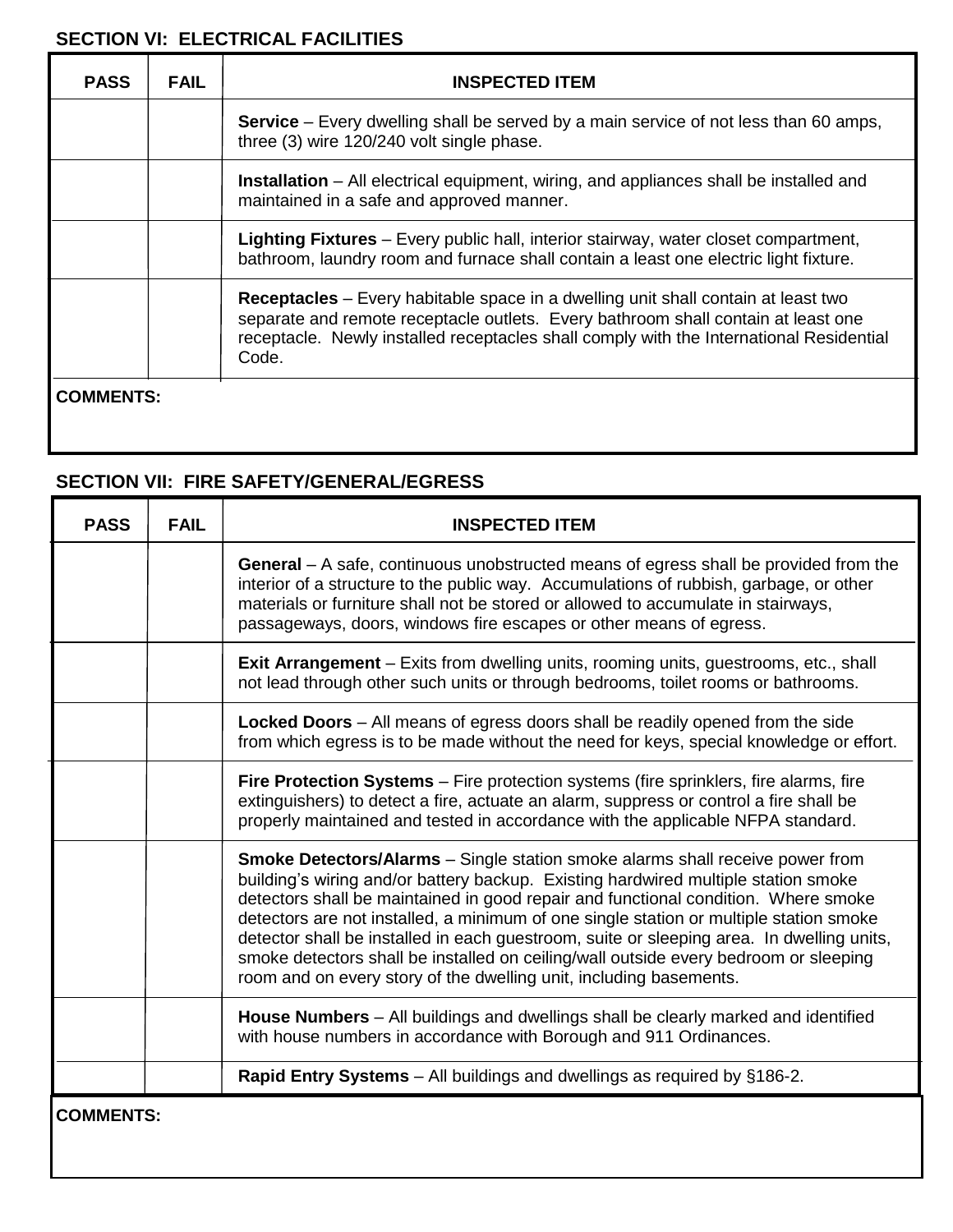## SECTION VI: ELECTRICAL FACILITIES

| PASS | FAIL | INSPECTED ITEM |
|---|---|---|
| | | **Service** – Every dwelling shall be served by a main service of not less than 60 amps, three (3) wire 120/240 volt single phase. |
| | | **Installation** – All electrical equipment, wiring, and appliances shall be installed and maintained in a safe and approved manner. |
| | | **Lighting Fixtures** – Every public hall, interior stairway, water closet compartment, bathroom, laundry room and furnace shall contain a least one electric light fixture. |
| | | **Receptacles** – Every habitable space in a dwelling unit shall contain at least two separate and remote receptacle outlets. Every bathroom shall contain at least one receptacle. Newly installed receptacles shall comply with the International Residential Code. |

**COMMENTS:**

## SECTION VII: FIRE SAFETY/GENERAL/EGRESS

| PASS | FAIL | INSPECTED ITEM |
|---|---|---|
| | | **General** – A safe, continuous unobstructed means of egress shall be provided from the interior of a structure to the public way. Accumulations of rubbish, garbage, or other materials or furniture shall not be stored or allowed to accumulate in stairways, passageways, doors, windows fire escapes or other means of egress. |
| | | **Exit Arrangement** – Exits from dwelling units, rooming units, guestrooms, etc., shall not lead through other such units or through bedrooms, toilet rooms or bathrooms. |
| | | **Locked Doors** – All means of egress doors shall be readily opened from the side from which egress is to be made without the need for keys, special knowledge or effort. |
| | | **Fire Protection Systems** – Fire protection systems (fire sprinklers, fire alarms, fire extinguishers) to detect a fire, actuate an alarm, suppress or control a fire shall be properly maintained and tested in accordance with the applicable NFPA standard. |
| | | **Smoke Detectors/Alarms** – Single station smoke alarms shall receive power from building's wiring and/or battery backup. Existing hardwired multiple station smoke detectors shall be maintained in good repair and functional condition. Where smoke detectors are not installed, a minimum of one single station or multiple station smoke detector shall be installed in each guestroom, suite or sleeping area. In dwelling units, smoke detectors shall be installed on ceiling/wall outside every bedroom or sleeping room and on every story of the dwelling unit, including basements. |
| | | **House Numbers** – All buildings and dwellings shall be clearly marked and identified with house numbers in accordance with Borough and 911 Ordinances. |
| | | **Rapid Entry Systems** – All buildings and dwellings as required by §186-2. |

**COMMENTS:**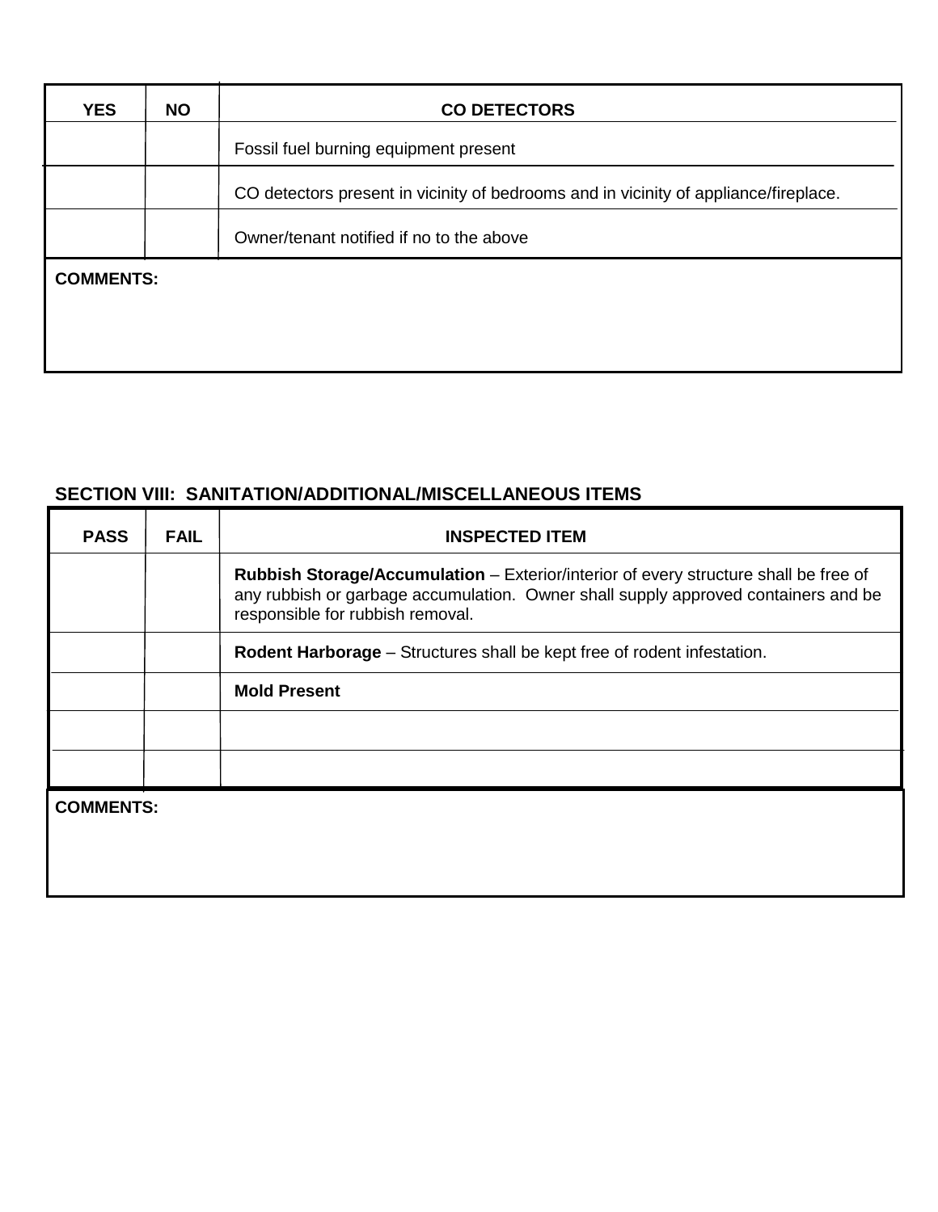| YES | NO | CO DETECTORS |
| --- | --- | --- |
| | | Fossil fuel burning equipment present |
| | | CO detectors present in vicinity of bedrooms and in vicinity of appliance/fireplace. |
| | | Owner/tenant notified if no to the above |

**COMMENTS:**

## SECTION VIII: SANITATION/ADDITIONAL/MISCELLANEOUS ITEMS

| PASS | FAIL | INSPECTED ITEM |
| --- | --- | --- |
| | | **Rubbish Storage/Accumulation** – Exterior/interior of every structure shall be free of any rubbish or garbage accumulation. Owner shall supply approved containers and be responsible for rubbish removal. |
| | | **Rodent Harborage** – Structures shall be kept free of rodent infestation. |
| | | **Mold Present** |
| | | |
| | | |

**COMMENTS:**